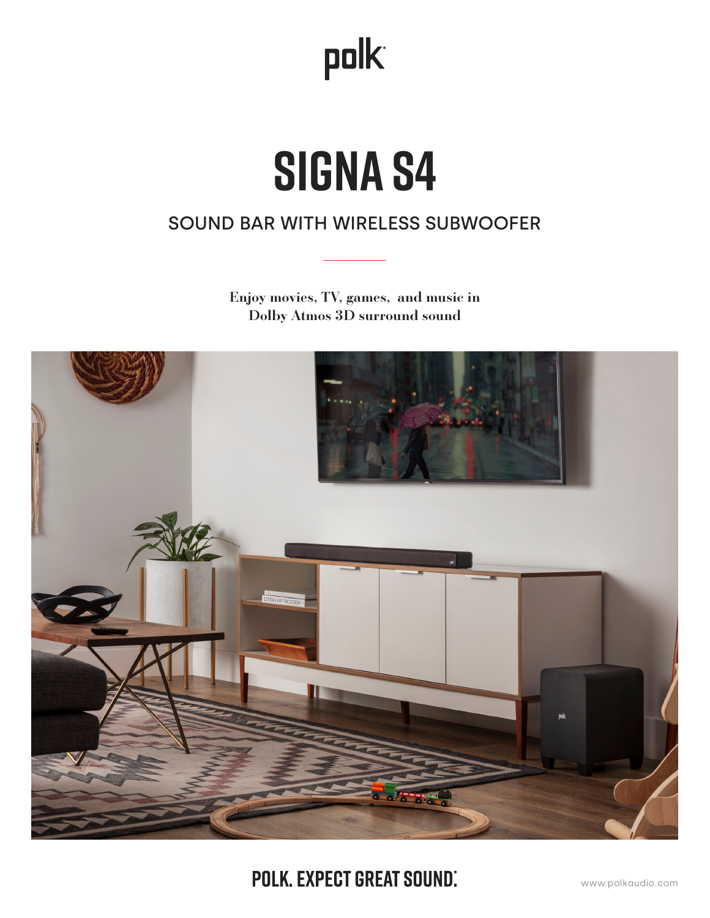polk

# SIGNA S4

## SOUND BAR WITH WIRELESS SUBWOOFER

**Enjoy movies, TV, games, and music in Dolby Atmos 3D surround sound**

**POLK. EXPECT GREAT SOUND.**

www.polkaudio.com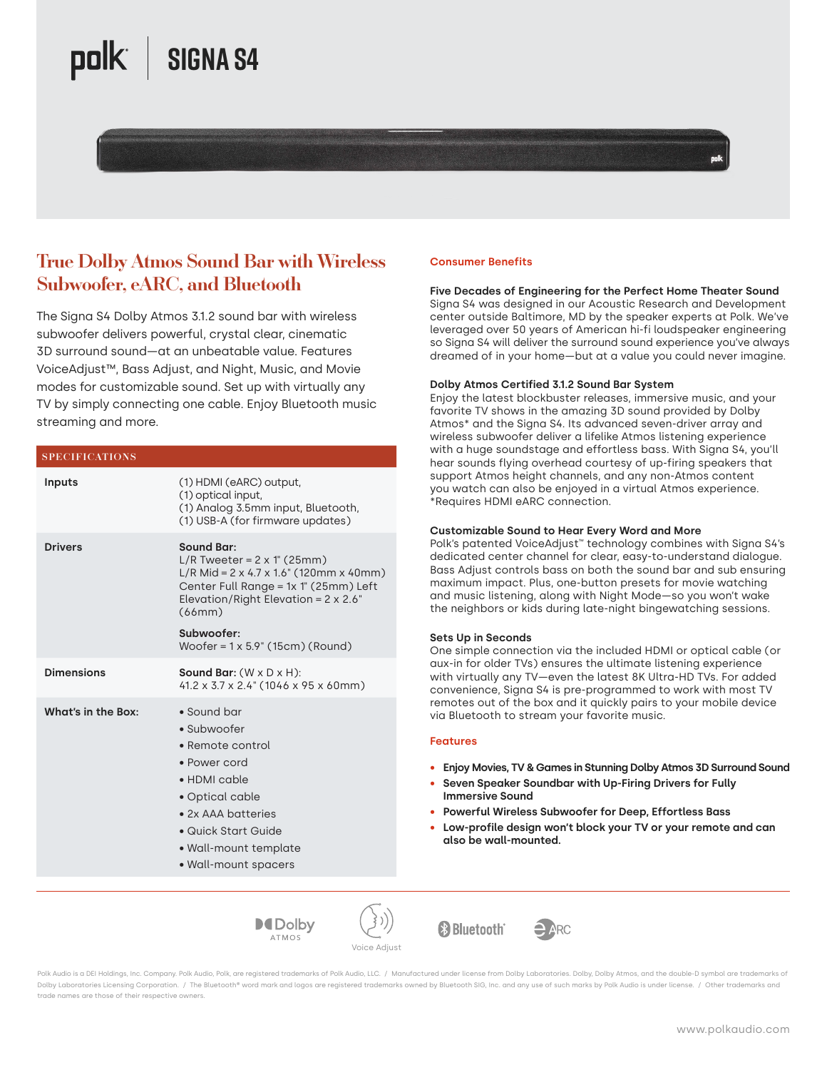# polk | SIGNA S4

## True Dolby Atmos Sound Bar with Wireless Subwoofer, eARC, and Bluetooth

The Signa S4 Dolby Atmos 3.1.2 sound bar with wireless subwoofer delivers powerful, crystal clear, cinematic 3D surround sound—at an unbeatable value. Features VoiceAdjust™, Bass Adjust, and Night, Music, and Movie modes for customizable sound. Set up with virtually any TV by simply connecting one cable. Enjoy Bluetooth music streaming and more.

### SPECIFICATIONS

| | |
|---|---|
| **Inputs** | (1) HDMI (eARC) output,<br>(1) optical input,<br>(1) Analog 3.5mm input, Bluetooth,<br>(1) USB-A (for firmware updates) |
| **Drivers** | **Sound Bar:**<br>L/R Tweeter = 2 x 1" (25mm)<br>L/R Mid = 2 x 4.7 x 1.6" (120mm x 40mm)<br>Center Full Range = 1x 1" (25mm) Left Elevation/Right Elevation = 2 x 2.6" (66mm)<br><br>**Subwoofer:**<br>Woofer = 1 x 5.9" (15cm) (Round) |
| **Dimensions** | **Sound Bar:** (W x D x H):<br>41.2 x 3.7 x 2.4" (1046 x 95 x 60mm) |
| **What's in the Box:** | • Sound bar<br>• Subwoofer<br>• Remote control<br>• Power cord<br>• HDMI cable<br>• Optical cable<br>• 2x AAA batteries<br>• Quick Start Guide<br>• Wall-mount template<br>• Wall-mount spacers |

### Consumer Benefits

**Five Decades of Engineering for the Perfect Home Theater Sound**
Signa S4 was designed in our Acoustic Research and Development center outside Baltimore, MD by the speaker experts at Polk. We've leveraged over 50 years of American hi-fi loudspeaker engineering so Signa S4 will deliver the surround sound experience you've always dreamed of in your home—but at a value you could never imagine.

**Dolby Atmos Certified 3.1.2 Sound Bar System**
Enjoy the latest blockbuster releases, immersive music, and your favorite TV shows in the amazing 3D sound provided by Dolby Atmos* and the Signa S4. Its advanced seven-driver array and wireless subwoofer deliver a lifelike Atmos listening experience with a huge soundstage and effortless bass. With Signa S4, you'll hear sounds flying overhead courtesy of up-firing speakers that support Atmos height channels, and any non-Atmos content you watch can also be enjoyed in a virtual Atmos experience.
*Requires HDMI eARC connection.

**Customizable Sound to Hear Every Word and More**
Polk's patented VoiceAdjust™ technology combines with Signa S4's dedicated center channel for clear, easy-to-understand dialogue. Bass Adjust controls bass on both the sound bar and sub ensuring maximum impact. Plus, one-button presets for movie watching and music listening, along with Night Mode—so you won't wake the neighbors or kids during late-night bingewatching sessions.

**Sets Up in Seconds**
One simple connection via the included HDMI or optical cable (or aux-in for older TVs) ensures the ultimate listening experience with virtually any TV—even the latest 8K Ultra-HD TVs. For added convenience, Signa S4 is pre-programmed to work with most TV remotes out of the box and it quickly pairs to your mobile device via Bluetooth to stream your favorite music.

### Features

- **Enjoy Movies, TV & Games in Stunning Dolby Atmos 3D Surround Sound**
- **Seven Speaker Soundbar with Up-Firing Drivers for Fully Immersive Sound**
- **Powerful Wireless Subwoofer for Deep, Effortless Bass**
- **Low-profile design won't block your TV or your remote and can also be wall-mounted.**

Dolby ATMOS | Voice Adjust | Bluetooth | eARC

Polk Audio is a DEI Holdings, Inc. Company. Polk Audio, Polk, are registered trademarks of Polk Audio, LLC. / Manufactured under license from Dolby Laboratories. Dolby, Dolby Atmos, and the double-D symbol are trademarks of Dolby Laboratories Licensing Corporation. / The Bluetooth® word mark and logos are registered trademarks owned by Bluetooth SIG, Inc. and any use of such marks by Polk Audio is under license. / Other trademarks and trade names are those of their respective owners.

www.polkaudio.com